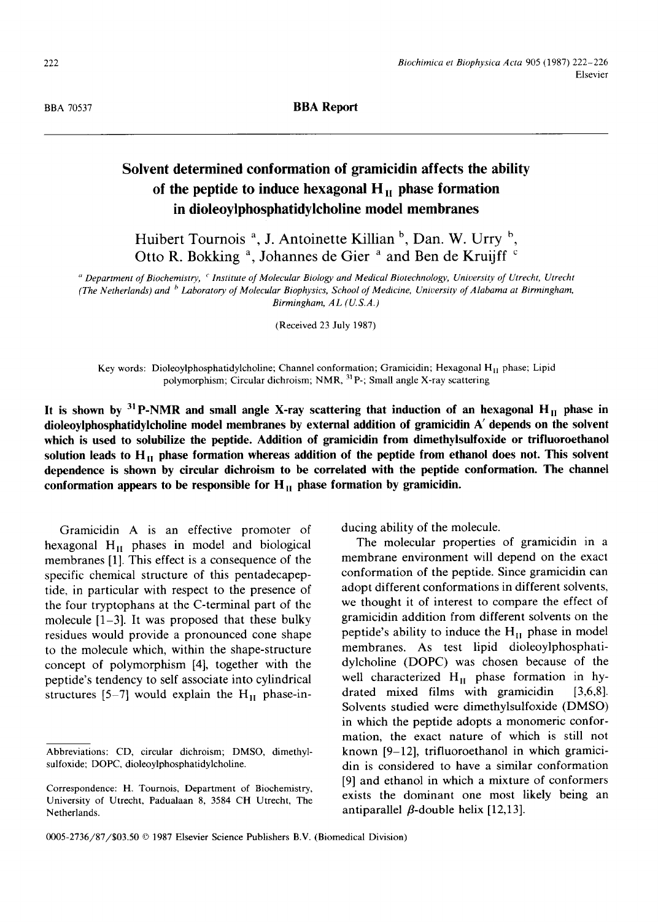BBA 70537

**BBA Report**

# Solvent determined conformation of gramicidin affects the ability of the peptide to induce hexagonal $H_{II}$ phase formation in dioleoylphosphatidylcholine model membranes

Huibert Tournois [a], J. Antoinette Killian [b], Dan. W. Urry [b], Otto R. Bokking [a], Johannes de Gier [a] and Ben de Kruijff [c]

[a] *Department of Biochemistry*, [c] *Institute of Molecular Biology and Medical Biotechnology, University of Utrecht, Utrecht (The Netherlands) and* [b] *Laboratory of Molecular Biophysics, School of Medicine, University of Alabama at Birmingham, Birmingham, AL (U.S.A.)*

(Received 23 July 1987)

Key words: Dioleoylphosphatidylcholine; Channel conformation; Gramicidin; Hexagonal $H_{II}$ phase; Lipid polymorphism; Circular dichroism; NMR, $^{31}$P-; Small angle X-ray scattering

**It is shown by $^{31}$P-NMR and small angle X-ray scattering that induction of an hexagonal $H_{II}$ phase in dioleoylphosphatidylcholine model membranes by external addition of gramicidin A′ depends on the solvent which is used to solubilize the peptide. Addition of gramicidin from dimethylsulfoxide or trifluoroethanol solution leads to $H_{II}$ phase formation whereas addition of the peptide from ethanol does not. This solvent dependence is shown by circular dichroism to be correlated with the peptide conformation. The channel conformation appears to be responsible for $H_{II}$ phase formation by gramicidin.**

Gramicidin A is an effective promoter of hexagonal $H_{II}$ phases in model and biological membranes [1]. This effect is a consequence of the specific chemical structure of this pentadecapeptide, in particular with respect to the presence of the four tryptophans at the C-terminal part of the molecule [1–3]. It was proposed that these bulky residues would provide a pronounced cone shape to the molecule which, within the shape-structure concept of polymorphism [4], together with the peptide's tendency to self associate into cylindrical structures [5–7] would explain the $H_{II}$ phase-inducing ability of the molecule.

The molecular properties of gramicidin in a membrane environment will depend on the exact conformation of the peptide. Since gramicidin can adopt different conformations in different solvents, we thought it of interest to compare the effect of gramicidin addition from different solvents on the peptide's ability to induce the $H_{II}$ phase in model membranes. As test lipid dioleoylphosphatidylcholine (DOPC) was chosen because of the well characterized $H_{II}$ phase formation in hydrated mixed films with gramicidin [3,6,8]. Solvents studied were dimethylsulfoxide (DMSO) in which the peptide adopts a monomeric conformation, the exact nature of which is still not known [9–12], trifluoroethanol in which gramicidin is considered to have a similar conformation [9] and ethanol in which a mixture of conformers exists the dominant one most likely being an antiparallel $\beta$-double helix [12,13].

---

Abbreviations: CD, circular dichroism; DMSO, dimethylsulfoxide; DOPC, dioleoylphosphatidylcholine.

Correspondence: H. Tournois, Department of Biochemistry, University of Utrecht, Padualaan 8, 3584 CH Utrecht, The Netherlands.

0005-2736/87/$03.50 © 1987 Elsevier Science Publishers B.V. (Biomedical Division)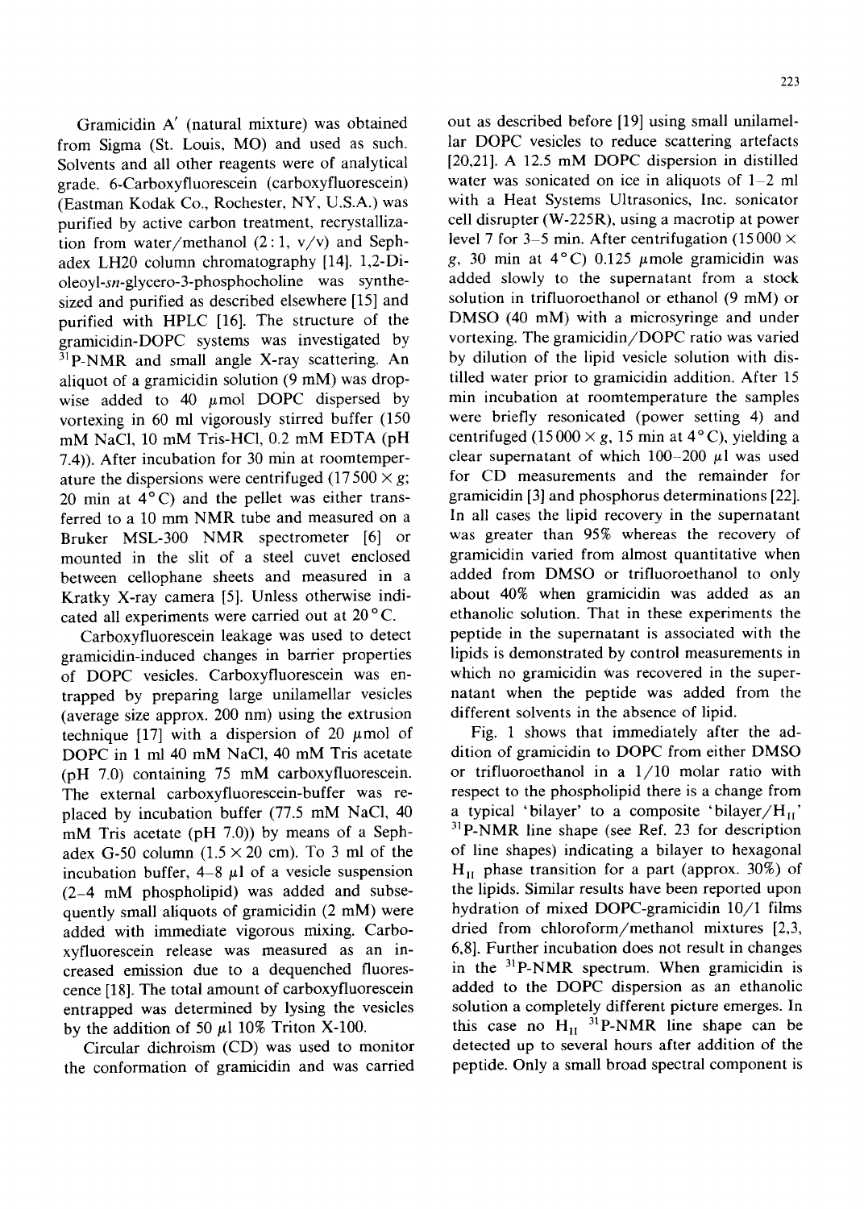Gramicidin A′ (natural mixture) was obtained from Sigma (St. Louis, MO) and used as such. Solvents and all other reagents were of analytical grade. 6-Carboxyfluorescein (carboxyfluorescein) (Eastman Kodak Co., Rochester, NY, U.S.A.) was purified by active carbon treatment, recrystallization from water/methanol (2 : 1, v/v) and Sephadex LH20 column chromatography [14]. 1,2-Dioleoyl-*sn*-glycero-3-phosphocholine was synthesized and purified as described elsewhere [15] and purified with HPLC [16]. The structure of the gramicidin-DOPC systems was investigated by $^{31}$P-NMR and small angle X-ray scattering. An aliquot of a gramicidin solution (9 mM) was dropwise added to 40 $\mu$mol DOPC dispersed by vortexing in 60 ml vigorously stirred buffer (150 mM NaCl, 10 mM Tris-HCl, 0.2 mM EDTA (pH 7.4)). After incubation for 30 min at roomtemperature the dispersions were centrifuged (17500 × $g$; 20 min at 4°C) and the pellet was either transferred to a 10 mm NMR tube and measured on a Bruker MSL-300 NMR spectrometer [6] or mounted in the slit of a steel cuvet enclosed between cellophane sheets and measured in a Kratky X-ray camera [5]. Unless otherwise indicated all experiments were carried out at 20°C.

Carboxyfluorescein leakage was used to detect gramicidin-induced changes in barrier properties of DOPC vesicles. Carboxyfluorescein was entrapped by preparing large unilamellar vesicles (average size approx. 200 nm) using the extrusion technique [17] with a dispersion of 20 $\mu$mol of DOPC in 1 ml 40 mM NaCl, 40 mM Tris acetate (pH 7.0) containing 75 mM carboxyfluorescein. The external carboxyfluorescein-buffer was replaced by incubation buffer (77.5 mM NaCl, 40 mM Tris acetate (pH 7.0)) by means of a Sephadex G-50 column (1.5 × 20 cm). To 3 ml of the incubation buffer, 4–8 $\mu$l of a vesicle suspension (2–4 mM phospholipid) was added and subsequently small aliquots of gramicidin (2 mM) were added with immediate vigorous mixing. Carboxyfluorescein release was measured as an increased emission due to a dequenched fluorescence [18]. The total amount of carboxyfluorescein entrapped was determined by lysing the vesicles by the addition of 50 $\mu$l 10% Triton X-100.

Circular dichroism (CD) was used to monitor the conformation of gramicidin and was carried out as described before [19] using small unilamellar DOPC vesicles to reduce scattering artefacts [20,21]. A 12.5 mM DOPC dispersion in distilled water was sonicated on ice in aliquots of 1–2 ml with a Heat Systems Ultrasonics, Inc. sonicator cell disrupter (W-225R), using a macrotip at power level 7 for 3–5 min. After centrifugation (15000 × $g$, 30 min at 4°C) 0.125 $\mu$mole gramicidin was added slowly to the supernatant from a stock solution in trifluoroethanol or ethanol (9 mM) or DMSO (40 mM) with a microsyringe and under vortexing. The gramicidin/DOPC ratio was varied by dilution of the lipid vesicle solution with distilled water prior to gramicidin addition. After 15 min incubation at roomtemperature the samples were briefly resonicated (power setting 4) and centrifuged (15000 × $g$, 15 min at 4°C), yielding a clear supernatant of which 100–200 $\mu$l was used for CD measurements and the remainder for gramicidin [3] and phosphorus determinations [22]. In all cases the lipid recovery in the supernatant was greater than 95% whereas the recovery of gramicidin varied from almost quantitative when added from DMSO or trifluoroethanol to only about 40% when gramicidin was added as an ethanolic solution. That in these experiments the peptide in the supernatant is associated with the lipids is demonstrated by control measurements in which no gramicidin was recovered in the supernatant when the peptide was added from the different solvents in the absence of lipid.

Fig. 1 shows that immediately after the addition of gramicidin to DOPC from either DMSO or trifluoroethanol in a 1/10 molar ratio with respect to the phospholipid there is a change from a typical 'bilayer' to a composite 'bilayer/$H_{II}$' $^{31}$P-NMR line shape (see Ref. 23 for description of line shapes) indicating a bilayer to hexagonal $H_{II}$ phase transition for a part (approx. 30%) of the lipids. Similar results have been reported upon hydration of mixed DOPC-gramicidin 10/1 films dried from chloroform/methanol mixtures [2,3, 6,8]. Further incubation does not result in changes in the $^{31}$P-NMR spectrum. When gramicidin is added to the DOPC dispersion as an ethanolic solution a completely different picture emerges. In this case no $H_{II}$ $^{31}$P-NMR line shape can be detected up to several hours after addition of the peptide. Only a small broad spectral component is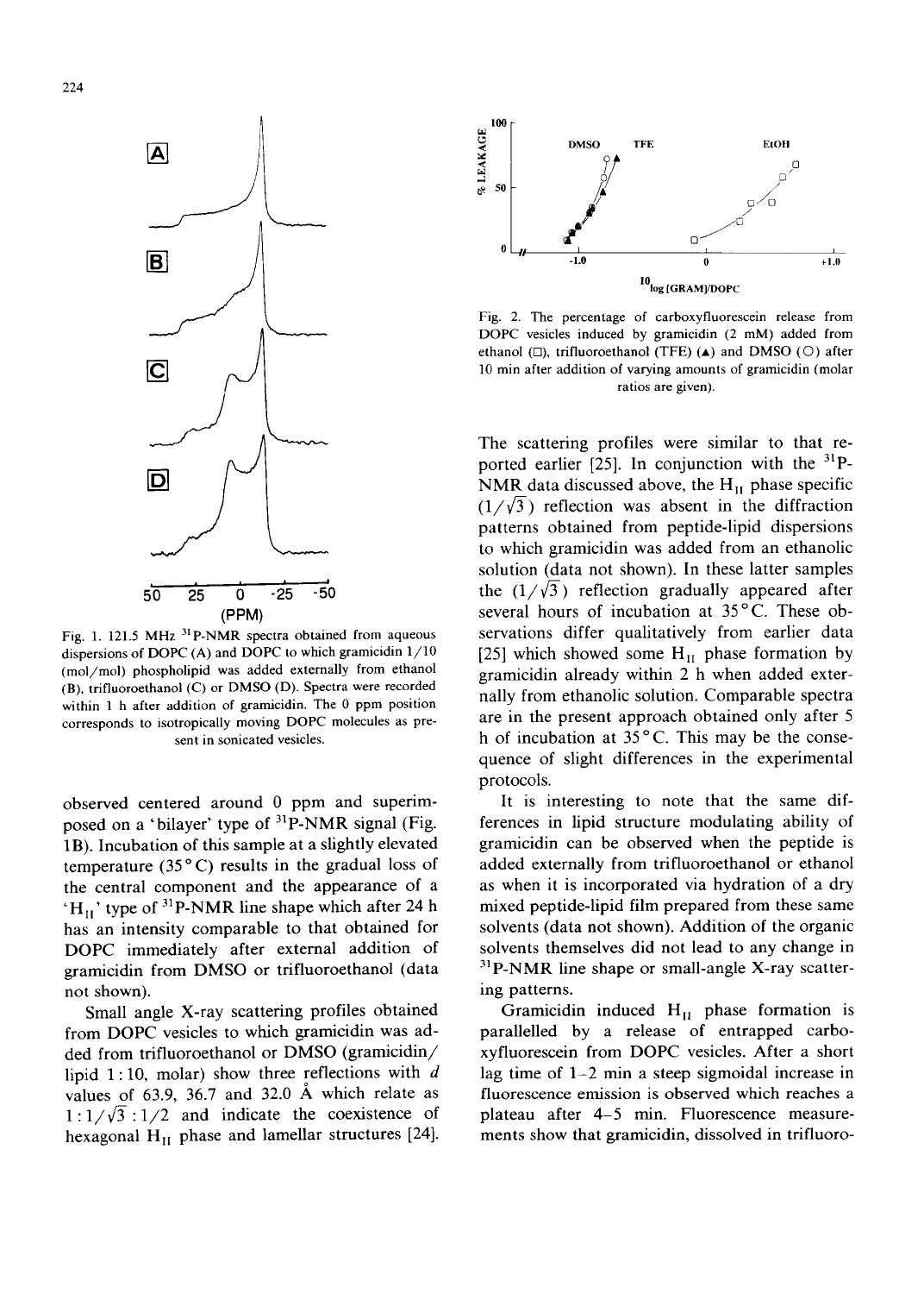Fig. 1. 121.5 MHz $^{31}$P-NMR spectra obtained from aqueous dispersions of DOPC (A) and DOPC to which gramicidin 1/10 (mol/mol) phospholipid was added externally from ethanol (B), trifluoroethanol (C) or DMSO (D). Spectra were recorded within 1 h after addition of gramicidin. The 0 ppm position corresponds to isotropically moving DOPC molecules as present in sonicated vesicles.

observed centered around 0 ppm and superimposed on a 'bilayer' type of $^{31}$P-NMR signal (Fig. 1B). Incubation of this sample at a slightly elevated temperature (35°C) results in the gradual loss of the central component and the appearance of a '$H_{II}$' type of $^{31}$P-NMR line shape which after 24 h has an intensity comparable to that obtained for DOPC immediately after external addition of gramicidin from DMSO or trifluoroethanol (data not shown).

Small angle X-ray scattering profiles obtained from DOPC vesicles to which gramicidin was added from trifluoroethanol or DMSO (gramicidin/lipid 1:10, molar) show three reflections with $d$ values of 63.9, 36.7 and 32.0 Å which relate as $1:1/\sqrt{3}:1/2$ and indicate the coexistence of hexagonal $H_{II}$ phase and lamellar structures [24].

Fig. 2. The percentage of carboxyfluorescein release from DOPC vesicles induced by gramicidin (2 mM) added from ethanol (□), trifluoroethanol (TFE) (▲) and DMSO (○) after 10 min after addition of varying amounts of gramicidin (molar ratios are given).

The scattering profiles were similar to that reported earlier [25]. In conjunction with the $^{31}$P-NMR data discussed above, the $H_{II}$ phase specific $(1/\sqrt{3})$ reflection was absent in the diffraction patterns obtained from peptide-lipid dispersions to which gramicidin was added from an ethanolic solution (data not shown). In these latter samples the $(1/\sqrt{3})$ reflection gradually appeared after several hours of incubation at 35°C. These observations differ qualitatively from earlier data [25] which showed some $H_{II}$ phase formation by gramicidin already within 2 h when added externally from ethanolic solution. Comparable spectra are in the present approach obtained only after 5 h of incubation at 35°C. This may be the consequence of slight differences in the experimental protocols.

It is interesting to note that the same differences in lipid structure modulating ability of gramicidin can be observed when the peptide is added externally from trifluoroethanol or ethanol as when it is incorporated via hydration of a dry mixed peptide-lipid film prepared from these same solvents (data not shown). Addition of the organic solvents themselves did not lead to any change in $^{31}$P-NMR line shape or small-angle X-ray scattering patterns.

Gramicidin induced $H_{II}$ phase formation is parallelled by a release of entrapped carboxyfluorescein from DOPC vesicles. After a short lag time of 1–2 min a steep sigmoidal increase in fluorescence emission is observed which reaches a plateau after 4–5 min. Fluorescence measurements show that gramicidin, dissolved in trifluoro-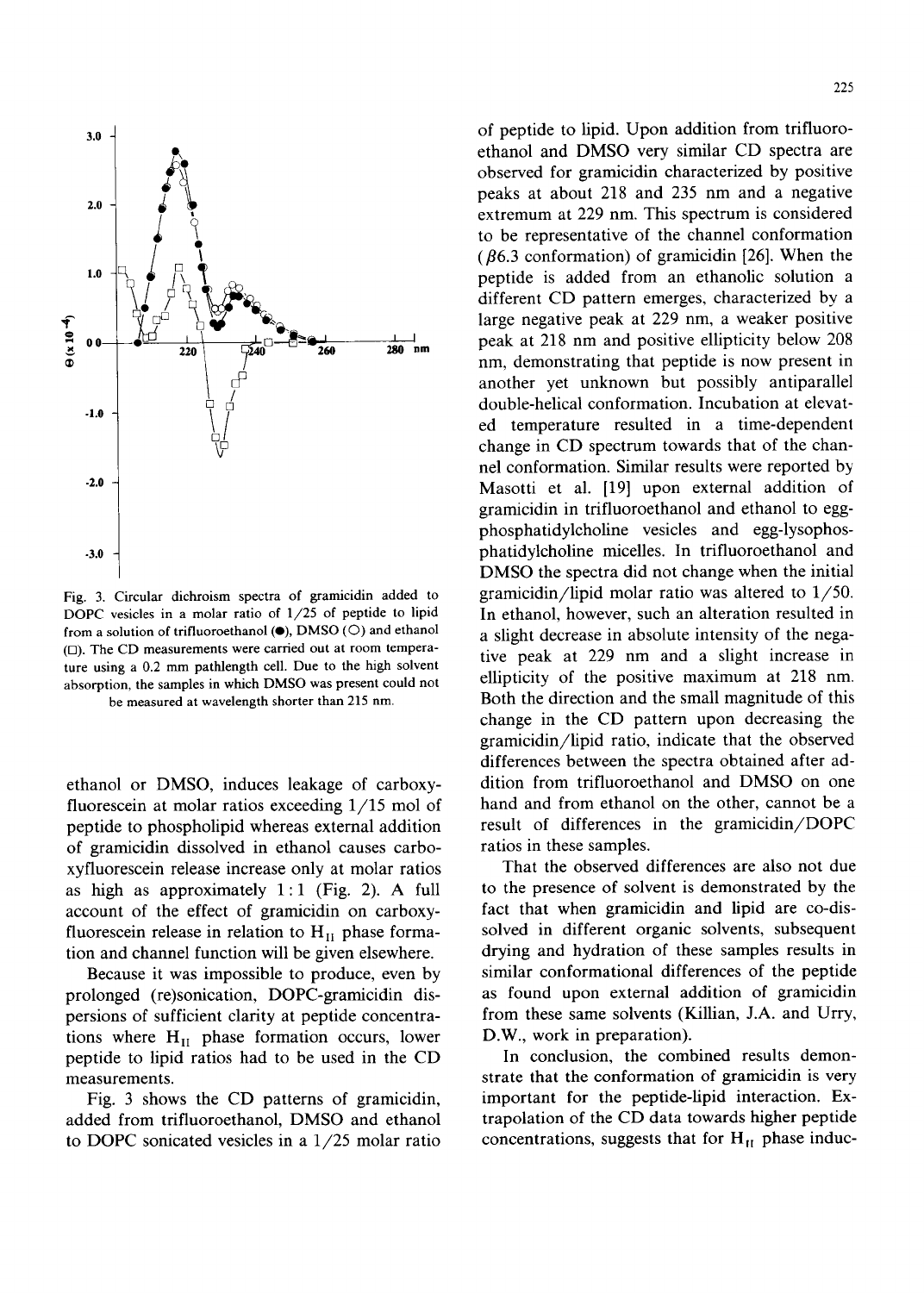Fig. 3. Circular dichroism spectra of gramicidin added to DOPC vesicles in a molar ratio of 1/25 of peptide to lipid from a solution of trifluoroethanol (●), DMSO (○) and ethanol (□). The CD measurements were carried out at room temperature using a 0.2 mm pathlength cell. Due to the high solvent absorption, the samples in which DMSO was present could not be measured at wavelength shorter than 215 nm.

ethanol or DMSO, induces leakage of carboxyfluorescein at molar ratios exceeding 1/15 mol of peptide to phospholipid whereas external addition of gramicidin dissolved in ethanol causes carboxyfluorescein release increase only at molar ratios as high as approximately 1 : 1 (Fig. 2). A full account of the effect of gramicidin on carboxyfluorescein release in relation to $H_{II}$ phase formation and channel function will be given elsewhere.

Because it was impossible to produce, even by prolonged (re)sonication, DOPC-gramicidin dispersions of sufficient clarity at peptide concentrations where $H_{II}$ phase formation occurs, lower peptide to lipid ratios had to be used in the CD measurements.

Fig. 3 shows the CD patterns of gramicidin, added from trifluoroethanol, DMSO and ethanol to DOPC sonicated vesicles in a 1/25 molar ratio of peptide to lipid. Upon addition from trifluoroethanol and DMSO very similar CD spectra are observed for gramicidin characterized by positive peaks at about 218 and 235 nm and a negative extremum at 229 nm. This spectrum is considered to be representative of the channel conformation ($\beta$6.3 conformation) of gramicidin [26]. When the peptide is added from an ethanolic solution a different CD pattern emerges, characterized by a large negative peak at 229 nm, a weaker positive peak at 218 nm and positive ellipticity below 208 nm, demonstrating that peptide is now present in another yet unknown but possibly antiparallel double-helical conformation. Incubation at elevated temperature resulted in a time-dependent change in CD spectrum towards that of the channel conformation. Similar results were reported by Masotti et al. [19] upon external addition of gramicidin in trifluoroethanol and ethanol to egg-phosphatidylcholine vesicles and egg-lysophosphatidylcholine micelles. In trifluoroethanol and DMSO the spectra did not change when the initial gramicidin/lipid molar ratio was altered to 1/50. In ethanol, however, such an alteration resulted in a slight decrease in absolute intensity of the negative peak at 229 nm and a slight increase in ellipticity of the positive maximum at 218 nm. Both the direction and the small magnitude of this change in the CD pattern upon decreasing the gramicidin/lipid ratio, indicate that the observed differences between the spectra obtained after addition from trifluoroethanol and DMSO on one hand and from ethanol on the other, cannot be a result of differences in the gramicidin/DOPC ratios in these samples.

That the observed differences are also not due to the presence of solvent is demonstrated by the fact that when gramicidin and lipid are co-dissolved in different organic solvents, subsequent drying and hydration of these samples results in similar conformational differences of the peptide as found upon external addition of gramicidin from these same solvents (Killian, J.A. and Urry, D.W., work in preparation).

In conclusion, the combined results demonstrate that the conformation of gramicidin is very important for the peptide-lipid interaction. Extrapolation of the CD data towards higher peptide concentrations, suggests that for $H_{II}$ phase induc-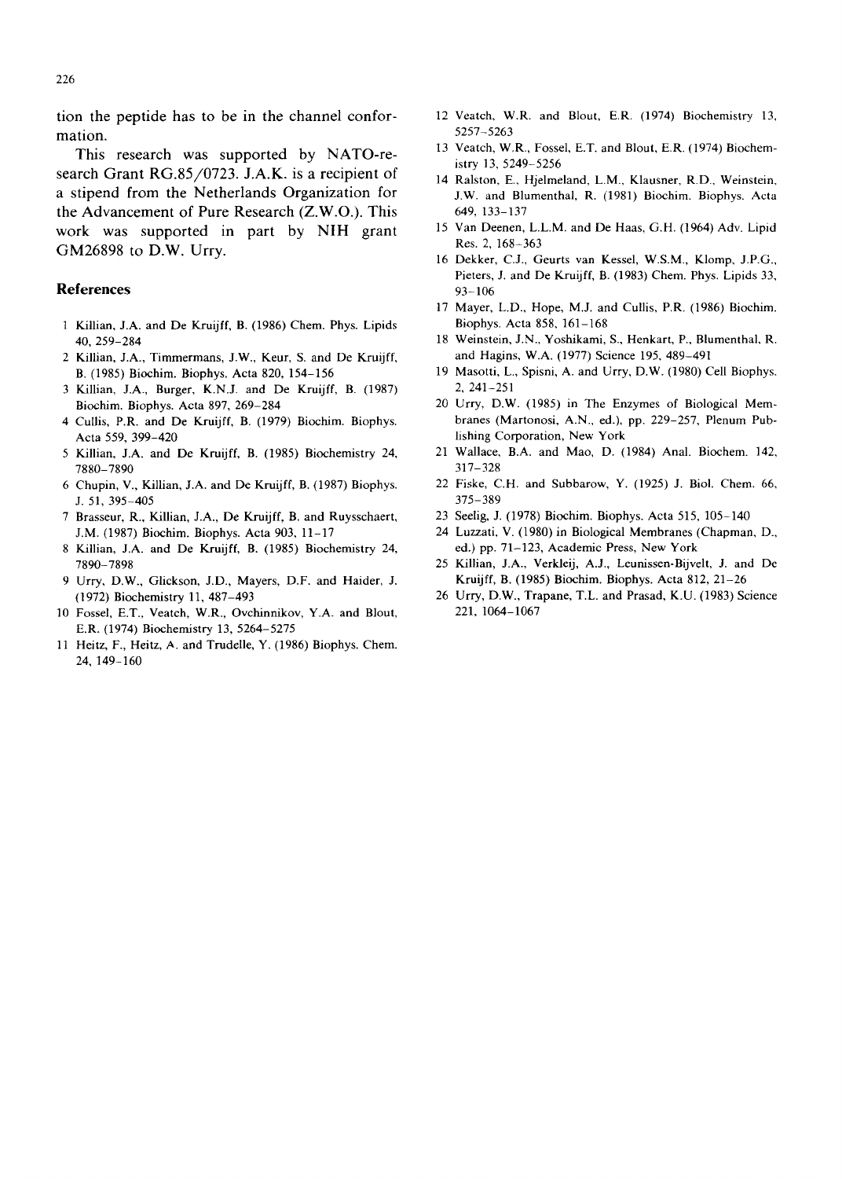tion the peptide has to be in the channel conformation.

This research was supported by NATO-research Grant RG.85/0723. J.A.K. is a recipient of a stipend from the Netherlands Organization for the Advancement of Pure Research (Z.W.O.). This work was supported in part by NIH grant GM26898 to D.W. Urry.

## References

1 Killian, J.A. and De Kruijff, B. (1986) Chem. Phys. Lipids 40, 259–284
2 Killian, J.A., Timmermans, J.W., Keur, S. and De Kruijff, B. (1985) Biochim. Biophys. Acta 820, 154–156
3 Killian, J.A., Burger, K.N.J. and De Kruijff, B. (1987) Biochim. Biophys. Acta 897, 269–284
4 Cullis, P.R. and De Kruijff, B. (1979) Biochim. Biophys. Acta 559, 399–420
5 Killian, J.A. and De Kruijff, B. (1985) Biochemistry 24, 7880–7890
6 Chupin, V., Killian, J.A. and De Kruijff, B. (1987) Biophys. J. 51, 395–405
7 Brasseur, R., Killian, J.A., De Kruijff, B. and Ruysschaert, J.M. (1987) Biochim. Biophys. Acta 903, 11–17
8 Killian, J.A. and De Kruijff, B. (1985) Biochemistry 24, 7890–7898
9 Urry, D.W., Glickson, J.D., Mayers, D.F. and Haider, J. (1972) Biochemistry 11, 487–493
10 Fossel, E.T., Veatch, W.R., Ovchinnikov, Y.A. and Blout, E.R. (1974) Biochemistry 13, 5264–5275
11 Heitz, F., Heitz, A. and Trudelle, Y. (1986) Biophys. Chem. 24, 149–160
12 Veatch, W.R. and Blout, E.R. (1974) Biochemistry 13, 5257–5263
13 Veatch, W.R., Fossel, E.T. and Blout, E.R. (1974) Biochemistry 13, 5249–5256
14 Ralston, E., Hjelmeland, L.M., Klausner, R.D., Weinstein, J.W. and Blumenthal, R. (1981) Biochim. Biophys. Acta 649, 133–137
15 Van Deenen, L.L.M. and De Haas, G.H. (1964) Adv. Lipid Res. 2, 168–363
16 Dekker, C.J., Geurts van Kessel, W.S.M., Klomp, J.P.G., Pieters, J. and De Kruijff, B. (1983) Chem. Phys. Lipids 33, 93–106
17 Mayer, L.D., Hope, M.J. and Cullis, P.R. (1986) Biochim. Biophys. Acta 858, 161–168
18 Weinstein, J.N., Yoshikami, S., Henkart, P., Blumenthal, R. and Hagins, W.A. (1977) Science 195, 489–491
19 Masotti, L., Spisni, A. and Urry, D.W. (1980) Cell Biophys. 2, 241–251
20 Urry, D.W. (1985) in The Enzymes of Biological Membranes (Martonosi, A.N., ed.), pp. 229–257, Plenum Publishing Corporation, New York
21 Wallace, B.A. and Mao, D. (1984) Anal. Biochem. 142, 317–328
22 Fiske, C.H. and Subbarow, Y. (1925) J. Biol. Chem. 66, 375–389
23 Seelig, J. (1978) Biochim. Biophys. Acta 515, 105–140
24 Luzzati, V. (1980) in Biological Membranes (Chapman, D., ed.) pp. 71–123, Academic Press, New York
25 Killian, J.A., Verkleij, A.J., Leunissen-Bijvelt, J. and De Kruijff, B. (1985) Biochim. Biophys. Acta 812, 21–26
26 Urry, D.W., Trapane, T.L. and Prasad, K.U. (1983) Science 221, 1064–1067